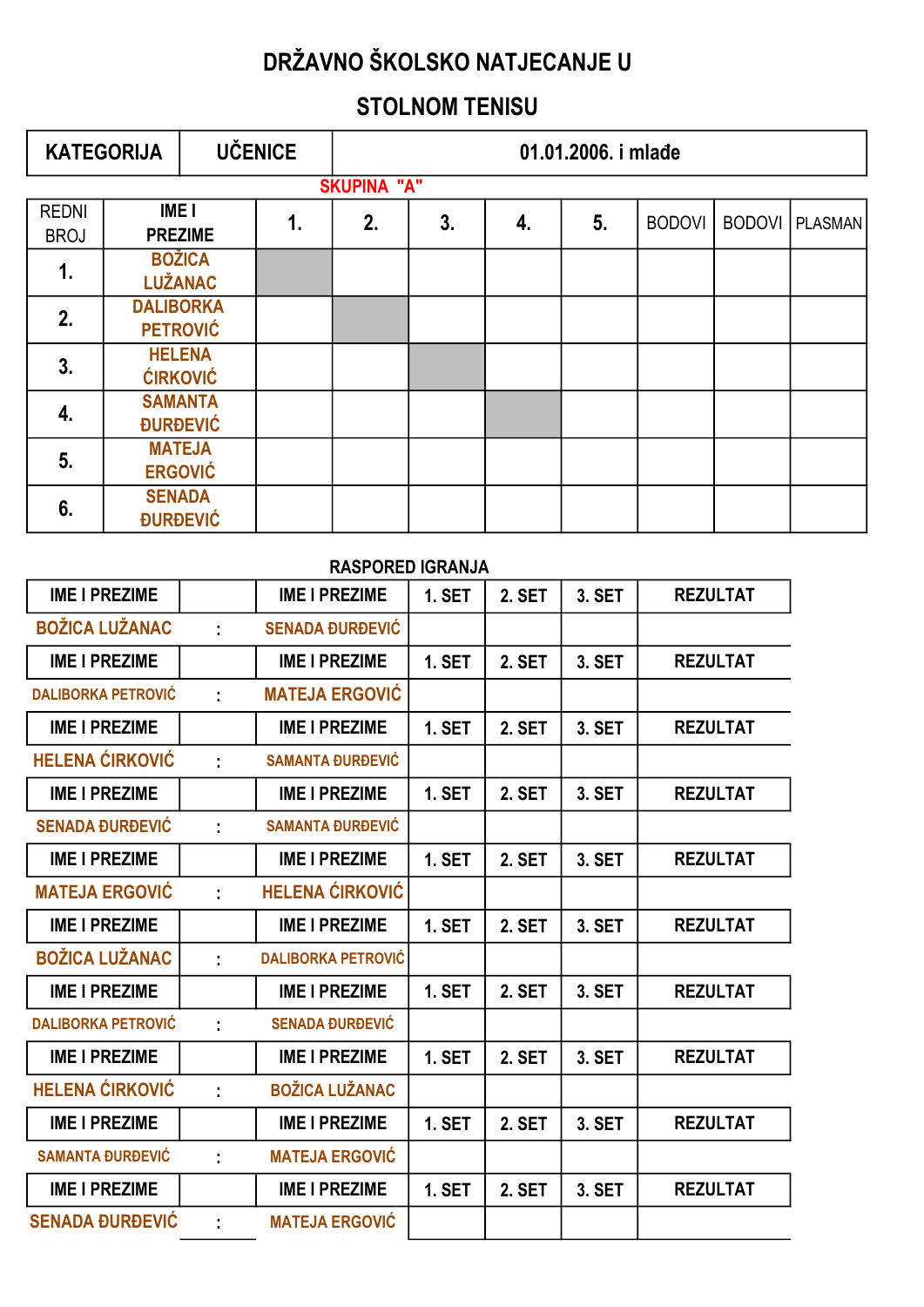# DRŽAVNO ŠKOLSKO NATJECANJE U

# STOLNOM TENISU

| KATEGORIJA | UČENICE | 01.01.2006. i mlađe |
|---|---|---|

**SKUPINA "A"**

| REDNI BROJ | IME I PREZIME | 1. | 2. | 3. | 4. | 5. | BODOVI | BODOVI | PLASMAN |
|---|---|---|---|---|---|---|---|---|---|
| 1. | BOŽICA LUŽANAC | | | | | | | | |
| 2. | DALIBORKA PETROVIĆ | | | | | | | | |
| 3. | HELENA ĆIRKOVIĆ | | | | | | | | |
| 4. | SAMANTA ĐURĐEVIĆ | | | | | | | | |
| 5. | MATEJA ERGOVIĆ | | | | | | | | |
| 6. | SENADA ĐURĐEVIĆ | | | | | | | | |

RASPORED IGRANJA

| IME I PREZIME | | IME I PREZIME | 1. SET | 2. SET | 3. SET | REZULTAT |
|---|---|---|---|---|---|---|
| BOŽICA LUŽANAC | : | SENADA ĐURĐEVIĆ | | | | |
| IME I PREZIME | | IME I PREZIME | 1. SET | 2. SET | 3. SET | REZULTAT |
| DALIBORKA PETROVIĆ | : | MATEJA ERGOVIĆ | | | | |
| IME I PREZIME | | IME I PREZIME | 1. SET | 2. SET | 3. SET | REZULTAT |
| HELENA ĆIRKOVIĆ | : | SAMANTA ĐURĐEVIĆ | | | | |
| IME I PREZIME | | IME I PREZIME | 1. SET | 2. SET | 3. SET | REZULTAT |
| SENADA ĐURĐEVIĆ | : | SAMANTA ĐURĐEVIĆ | | | | |
| IME I PREZIME | | IME I PREZIME | 1. SET | 2. SET | 3. SET | REZULTAT |
| MATEJA ERGOVIĆ | : | HELENA ĆIRKOVIĆ | | | | |
| IME I PREZIME | | IME I PREZIME | 1. SET | 2. SET | 3. SET | REZULTAT |
| BOŽICA LUŽANAC | : | DALIBORKA PETROVIĆ | | | | |
| IME I PREZIME | | IME I PREZIME | 1. SET | 2. SET | 3. SET | REZULTAT |
| DALIBORKA PETROVIĆ | : | SENADA ĐURĐEVIĆ | | | | |
| IME I PREZIME | | IME I PREZIME | 1. SET | 2. SET | 3. SET | REZULTAT |
| HELENA ĆIRKOVIĆ | : | BOŽICA LUŽANAC | | | | |
| IME I PREZIME | | IME I PREZIME | 1. SET | 2. SET | 3. SET | REZULTAT |
| SAMANTA ĐURĐEVIĆ | : | MATEJA ERGOVIĆ | | | | |
| IME I PREZIME | | IME I PREZIME | 1. SET | 2. SET | 3. SET | REZULTAT |
| SENADA ĐURĐEVIĆ | : | MATEJA ERGOVIĆ | | | | |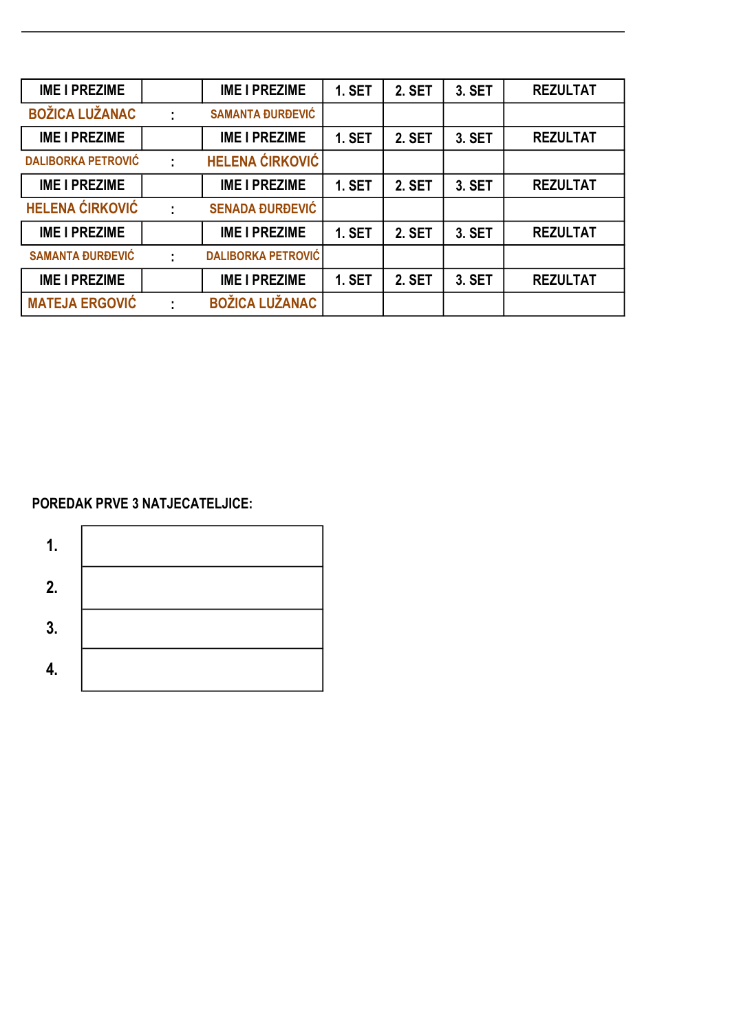| IME I PREZIME | | IME I PREZIME | 1. SET | 2. SET | 3. SET | REZULTAT |
|---|---|---|---|---|---|---|
| BOŽICA LUŽANAC | : | SAMANTA ĐURĐEVIĆ | | | | |
| IME I PREZIME | | IME I PREZIME | 1. SET | 2. SET | 3. SET | REZULTAT |
| DALIBORKA PETROVIĆ | : | HELENA ĆIRKOVIĆ | | | | |
| IME I PREZIME | | IME I PREZIME | 1. SET | 2. SET | 3. SET | REZULTAT |
| HELENA ĆIRKOVIĆ | : | SENADA ĐURĐEVIĆ | | | | |
| IME I PREZIME | | IME I PREZIME | 1. SET | 2. SET | 3. SET | REZULTAT |
| SAMANTA ĐURĐEVIĆ | : | DALIBORKA PETROVIĆ | | | | |
| IME I PREZIME | | IME I PREZIME | 1. SET | 2. SET | 3. SET | REZULTAT |
| MATEJA ERGOVIĆ | : | BOŽICA LUŽANAC | | | | |

**POREDAK PRVE 3 NATJECATELJICE:**

| | |
|---|---|
| 1. | |
| 2. | |
| 3. | |
| 4. | |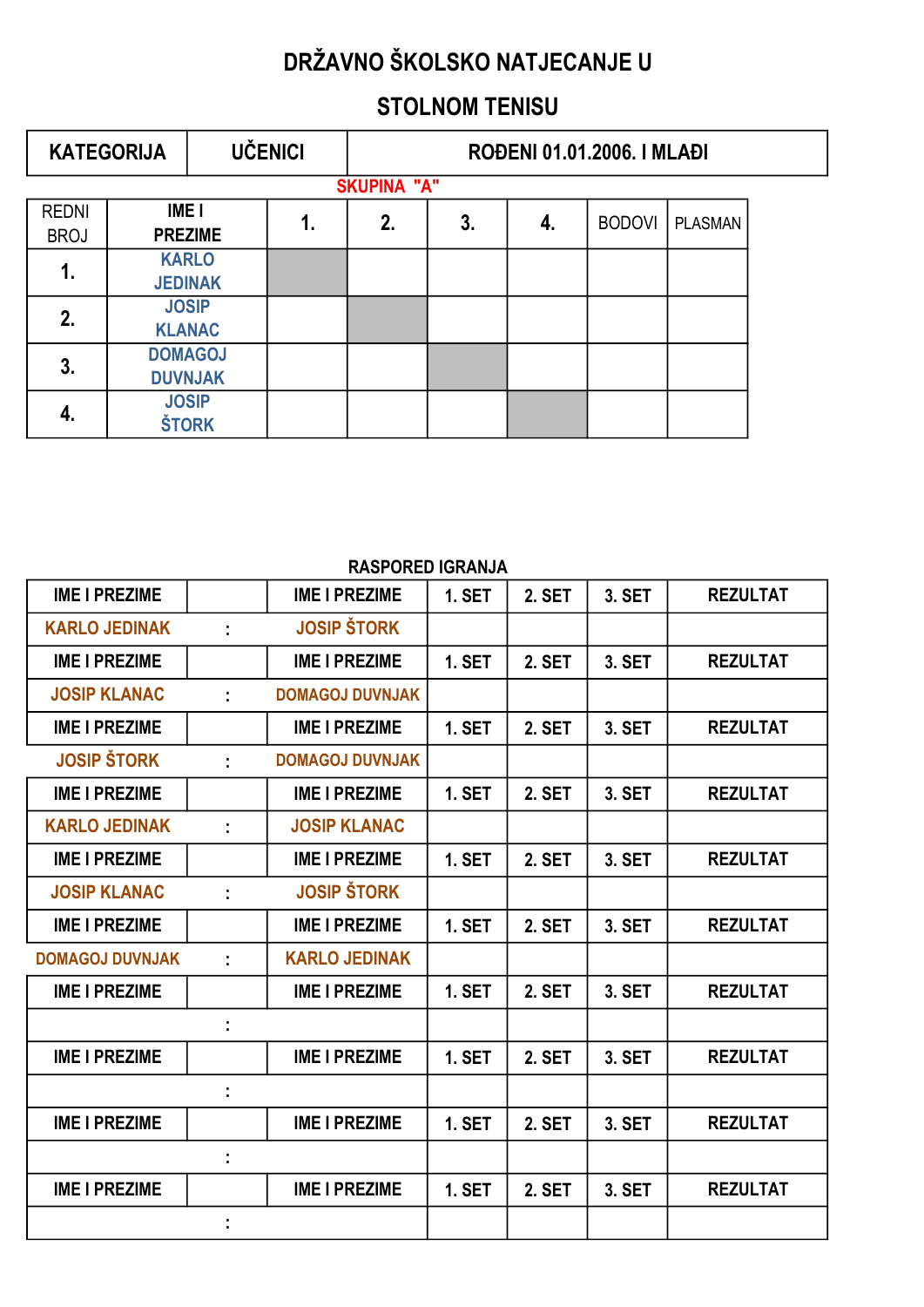# DRŽAVNO ŠKOLSKO NATJECANJE U STOLNOM TENISU

| KATEGORIJA | UČENICI | ROĐENI 01.01.2006. I MLAĐI |
|---|---|---|

**SKUPINA "A"**

| REDNI BROJ | IME I PREZIME | 1. | 2. | 3. | 4. | BODOVI | PLASMAN |
|---|---|---|---|---|---|---|---|
| 1. | KARLO JEDINAK | | | | | | |
| 2. | JOSIP KLANAC | | | | | | |
| 3. | DOMAGOJ DUVNJAK | | | | | | |
| 4. | JOSIP ŠTORK | | | | | | |

**RASPORED IGRANJA**

| IME I PREZIME | | IME I PREZIME | 1. SET | 2. SET | 3. SET | REZULTAT |
|---|---|---|---|---|---|---|
| KARLO JEDINAK | : | JOSIP ŠTORK | | | | |
| IME I PREZIME | | IME I PREZIME | 1. SET | 2. SET | 3. SET | REZULTAT |
| JOSIP KLANAC | : | DOMAGOJ DUVNJAK | | | | |
| IME I PREZIME | | IME I PREZIME | 1. SET | 2. SET | 3. SET | REZULTAT |
| JOSIP ŠTORK | : | DOMAGOJ DUVNJAK | | | | |
| IME I PREZIME | | IME I PREZIME | 1. SET | 2. SET | 3. SET | REZULTAT |
| KARLO JEDINAK | : | JOSIP KLANAC | | | | |
| IME I PREZIME | | IME I PREZIME | 1. SET | 2. SET | 3. SET | REZULTAT |
| JOSIP KLANAC | : | JOSIP ŠTORK | | | | |
| IME I PREZIME | | IME I PREZIME | 1. SET | 2. SET | 3. SET | REZULTAT |
| DOMAGOJ DUVNJAK | : | KARLO JEDINAK | | | | |
| IME I PREZIME | | IME I PREZIME | 1. SET | 2. SET | 3. SET | REZULTAT |
| | : | | | | | |
| IME I PREZIME | | IME I PREZIME | 1. SET | 2. SET | 3. SET | REZULTAT |
| | : | | | | | |
| IME I PREZIME | | IME I PREZIME | 1. SET | 2. SET | 3. SET | REZULTAT |
| | : | | | | | |
| IME I PREZIME | | IME I PREZIME | 1. SET | 2. SET | 3. SET | REZULTAT |
| | : | | | | | |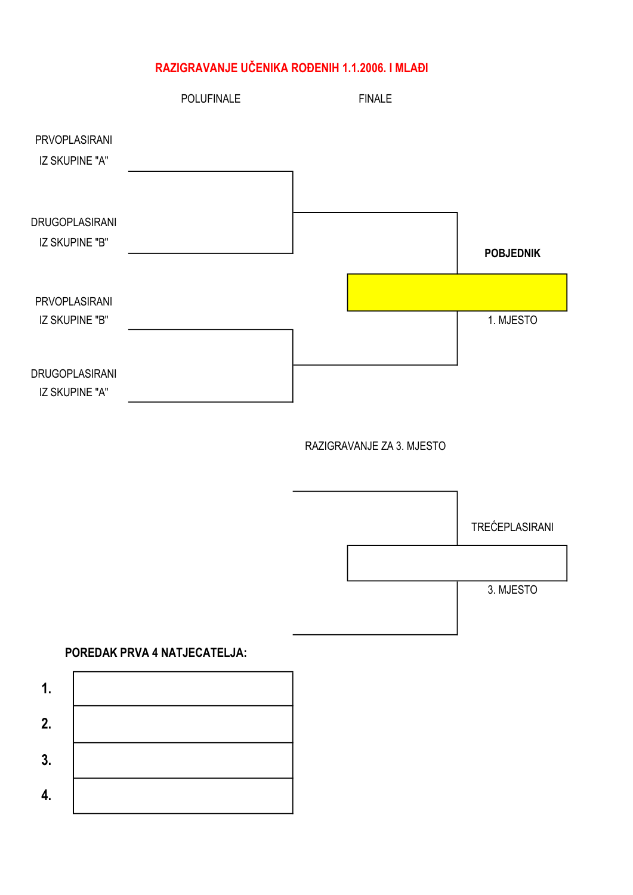# RAZIGRAVANJE UČENIKA ROĐENIH 1.1.2006. I MLAĐI

POLUFINALE

FINALE

PRVOPLASIRANI
IZ SKUPINE "A"

DRUGOPLASIRANI
IZ SKUPINE "B"

**POBJEDNIK**

1. MJESTO

PRVOPLASIRANI
IZ SKUPINE "B"

DRUGOPLASIRANI
IZ SKUPINE "A"

RAZIGRAVANJE ZA 3. MJESTO

TREĆEPLASIRANI

3. MJESTO

**POREDAK PRVA 4 NATJECATELJA:**

| | |
|---|---|
| **1.** | |
| **2.** | |
| **3.** | |
| **4.** | |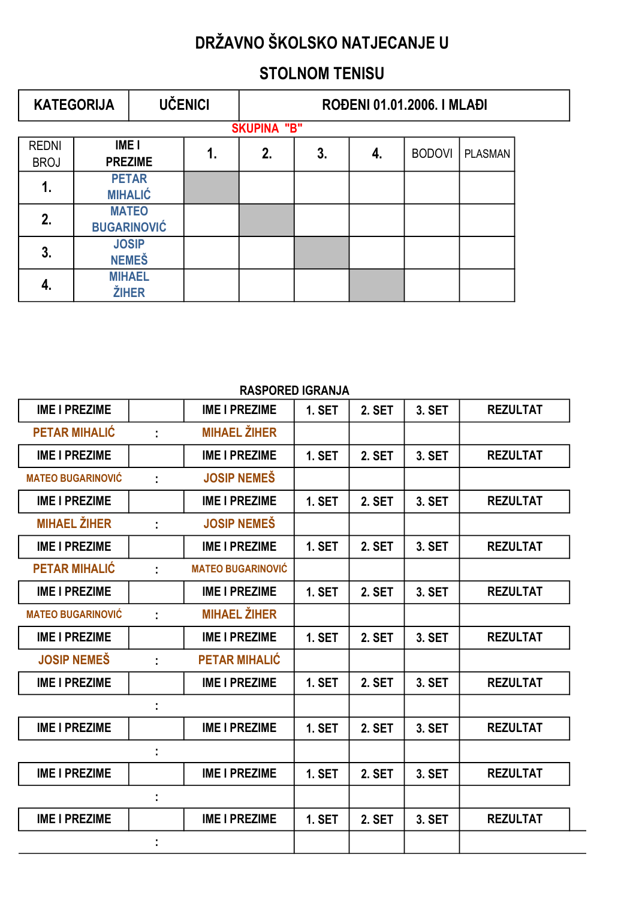# DRŽAVNO ŠKOLSKO NATJECANJE U STOLNOM TENISU

| KATEGORIJA | UČENICI | ROĐENI 01.01.2006. I MLAĐI |
|---|---|---|

**SKUPINA "B"**

| REDNI BROJ | IME I PREZIME | 1. | 2. | 3. | 4. | BODOVI | PLASMAN |
|---|---|---|---|---|---|---|---|
| 1. | PETAR MIHALIĆ | | | | | | |
| 2. | MATEO BUGARINOVIĆ | | | | | | |
| 3. | JOSIP NEMEŠ | | | | | | |
| 4. | MIHAEL ŽIHER | | | | | | |

## RASPORED IGRANJA

| IME I PREZIME | | IME I PREZIME | 1. SET | 2. SET | 3. SET | REZULTAT |
|---|---|---|---|---|---|---|
| PETAR MIHALIĆ | : | MIHAEL ŽIHER | | | | |
| IME I PREZIME | | IME I PREZIME | 1. SET | 2. SET | 3. SET | REZULTAT |
| MATEO BUGARINOVIĆ | : | JOSIP NEMEŠ | | | | |
| IME I PREZIME | | IME I PREZIME | 1. SET | 2. SET | 3. SET | REZULTAT |
| MIHAEL ŽIHER | : | JOSIP NEMEŠ | | | | |
| IME I PREZIME | | IME I PREZIME | 1. SET | 2. SET | 3. SET | REZULTAT |
| PETAR MIHALIĆ | : | MATEO BUGARINOVIĆ | | | | |
| IME I PREZIME | | IME I PREZIME | 1. SET | 2. SET | 3. SET | REZULTAT |
| MATEO BUGARINOVIĆ | : | MIHAEL ŽIHER | | | | |
| IME I PREZIME | | IME I PREZIME | 1. SET | 2. SET | 3. SET | REZULTAT |
| JOSIP NEMEŠ | : | PETAR MIHALIĆ | | | | |
| IME I PREZIME | | IME I PREZIME | 1. SET | 2. SET | 3. SET | REZULTAT |
| | : | | | | | |
| IME I PREZIME | | IME I PREZIME | 1. SET | 2. SET | 3. SET | REZULTAT |
| | : | | | | | |
| IME I PREZIME | | IME I PREZIME | 1. SET | 2. SET | 3. SET | REZULTAT |
| | : | | | | | |
| IME I PREZIME | | IME I PREZIME | 1. SET | 2. SET | 3. SET | REZULTAT |
| | : | | | | | |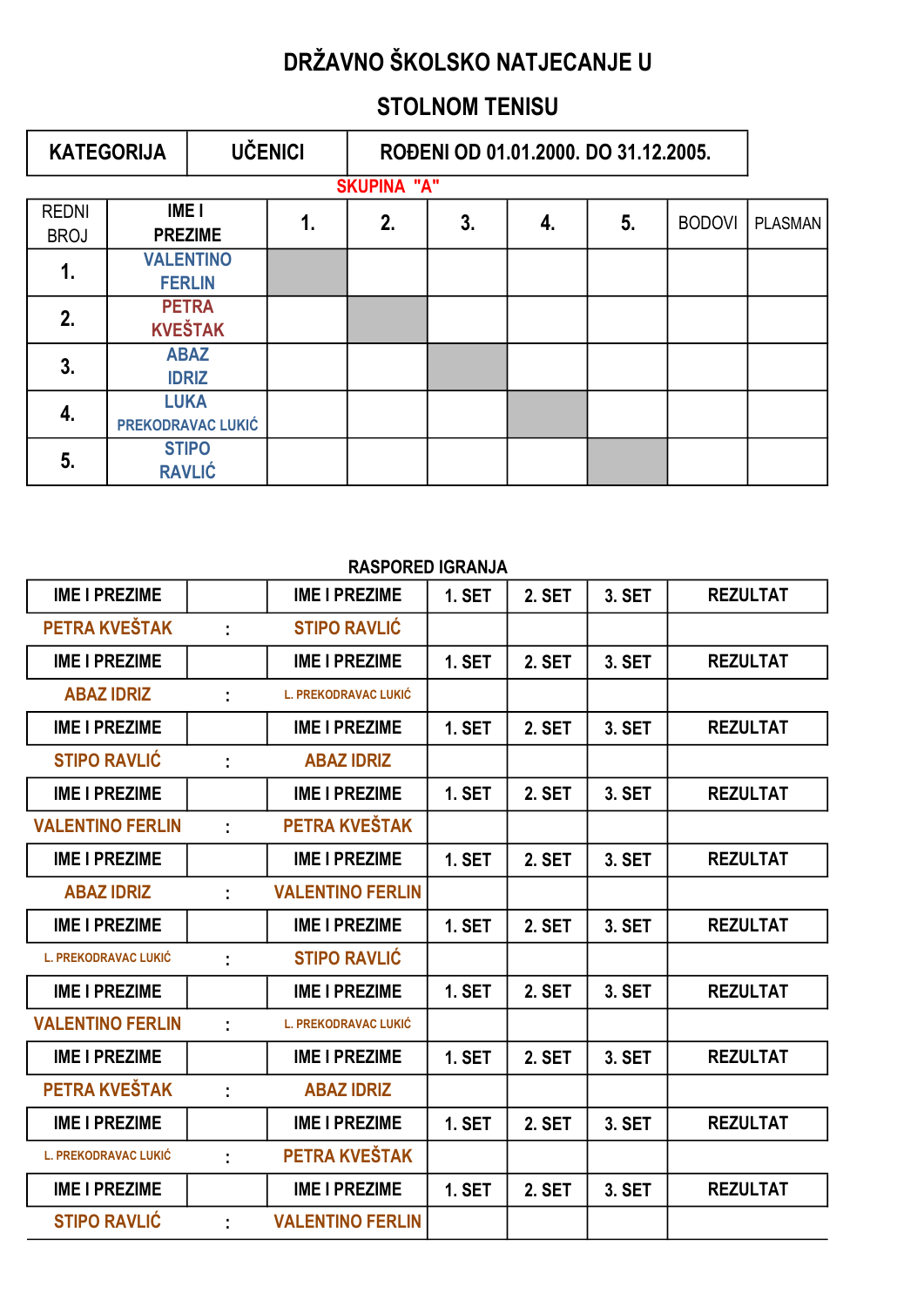# DRŽAVNO ŠKOLSKO NATJECANJE U

# STOLNOM TENISU

| KATEGORIJA | UČENICI | ROĐENI OD 01.01.2000. DO 31.12.2005. |
|---|---|---|

**SKUPINA "A"**

| REDNI BROJ | IME I PREZIME | 1. | 2. | 3. | 4. | 5. | BODOVI | PLASMAN |
|---|---|---|---|---|---|---|---|---|
| 1. | VALENTINO FERLIN | | | | | | | |
| 2. | PETRA KVEŠTAK | | | | | | | |
| 3. | ABAZ IDRIZ | | | | | | | |
| 4. | LUKA PREKODRAVAC LUKIĆ | | | | | | | |
| 5. | STIPO RAVLIĆ | | | | | | | |

**RASPORED IGRANJA**

| IME I PREZIME | | IME I PREZIME | 1. SET | 2. SET | 3. SET | REZULTAT |
|---|---|---|---|---|---|---|
| PETRA KVEŠTAK | : | STIPO RAVLIĆ | | | | |
| IME I PREZIME | | IME I PREZIME | 1. SET | 2. SET | 3. SET | REZULTAT |
| ABAZ IDRIZ | : | L. PREKODRAVAC LUKIĆ | | | | |
| IME I PREZIME | | IME I PREZIME | 1. SET | 2. SET | 3. SET | REZULTAT |
| STIPO RAVLIĆ | : | ABAZ IDRIZ | | | | |
| IME I PREZIME | | IME I PREZIME | 1. SET | 2. SET | 3. SET | REZULTAT |
| VALENTINO FERLIN | : | PETRA KVEŠTAK | | | | |
| IME I PREZIME | | IME I PREZIME | 1. SET | 2. SET | 3. SET | REZULTAT |
| ABAZ IDRIZ | : | VALENTINO FERLIN | | | | |
| IME I PREZIME | | IME I PREZIME | 1. SET | 2. SET | 3. SET | REZULTAT |
| L. PREKODRAVAC LUKIĆ | : | STIPO RAVLIĆ | | | | |
| IME I PREZIME | | IME I PREZIME | 1. SET | 2. SET | 3. SET | REZULTAT |
| VALENTINO FERLIN | : | L. PREKODRAVAC LUKIĆ | | | | |
| IME I PREZIME | | IME I PREZIME | 1. SET | 2. SET | 3. SET | REZULTAT |
| PETRA KVEŠTAK | : | ABAZ IDRIZ | | | | |
| IME I PREZIME | | IME I PREZIME | 1. SET | 2. SET | 3. SET | REZULTAT |
| L. PREKODRAVAC LUKIĆ | : | PETRA KVEŠTAK | | | | |
| IME I PREZIME | | IME I PREZIME | 1. SET | 2. SET | 3. SET | REZULTAT |
| STIPO RAVLIĆ | : | VALENTINO FERLIN | | | | |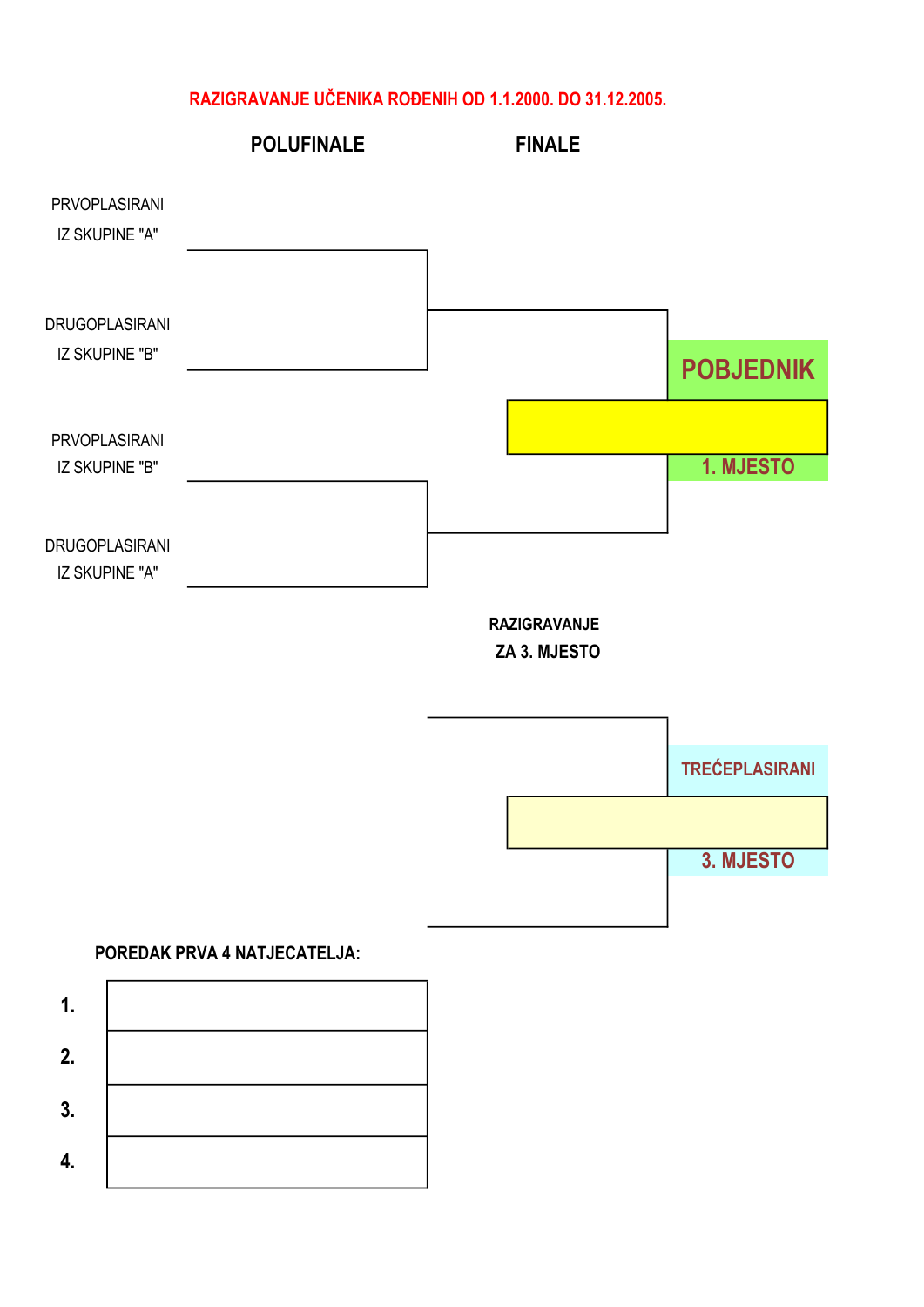# RAZIGRAVANJE UČENIKA ROĐENIH OD 1.1.2000. DO 31.12.2005.

## POLUFINALE

PRVOPLASIRANI IZ SKUPINE "A"

DRUGOPLASIRANI IZ SKUPINE "B"

PRVOPLASIRANI IZ SKUPINE "B"

DRUGOPLASIRANI IZ SKUPINE "A"

## FINALE

**POBJEDNIK**

**1. MJESTO**

## RAZIGRAVANJE ZA 3. MJESTO

**TREĆEPLASIRANI**

**3. MJESTO**

**POREDAK PRVA 4 NATJECATELJA:**

| | |
|---|---|
| 1. | |
| 2. | |
| 3. | |
| 4. | |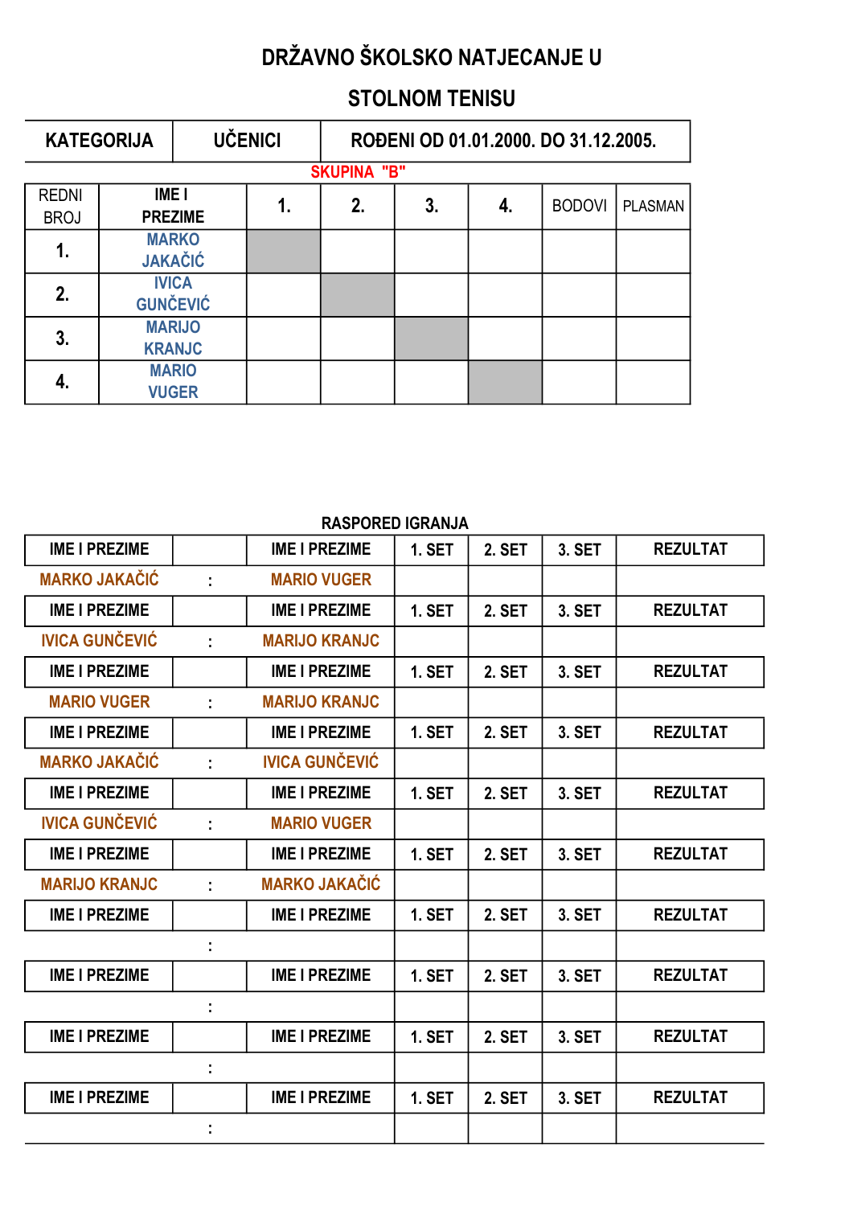# DRŽAVNO ŠKOLSKO NATJECANJE U

# STOLNOM TENISU

| KATEGORIJA | UČENICI | ROĐENI OD 01.01.2000. DO 31.12.2005. |
|---|---|---|

**SKUPINA "B"**

| REDNI BROJ | IME I PREZIME | 1. | 2. | 3. | 4. | BODOVI | PLASMAN |
|---|---|---|---|---|---|---|---|
| 1. | MARKO JAKAČIĆ | | | | | | |
| 2. | IVICA GUNČEVIĆ | | | | | | |
| 3. | MARIJO KRANJC | | | | | | |
| 4. | MARIO VUGER | | | | | | |

**RASPORED IGRANJA**

| IME I PREZIME | | IME I PREZIME | 1. SET | 2. SET | 3. SET | REZULTAT |
|---|---|---|---|---|---|---|
| MARKO JAKAČIĆ | : | MARIO VUGER | | | | |
| IME I PREZIME | | IME I PREZIME | 1. SET | 2. SET | 3. SET | REZULTAT |
| IVICA GUNČEVIĆ | : | MARIJO KRANJC | | | | |
| IME I PREZIME | | IME I PREZIME | 1. SET | 2. SET | 3. SET | REZULTAT |
| MARIO VUGER | : | MARIJO KRANJC | | | | |
| IME I PREZIME | | IME I PREZIME | 1. SET | 2. SET | 3. SET | REZULTAT |
| MARKO JAKAČIĆ | : | IVICA GUNČEVIĆ | | | | |
| IME I PREZIME | | IME I PREZIME | 1. SET | 2. SET | 3. SET | REZULTAT |
| IVICA GUNČEVIĆ | : | MARIO VUGER | | | | |
| IME I PREZIME | | IME I PREZIME | 1. SET | 2. SET | 3. SET | REZULTAT |
| MARIJO KRANJC | : | MARKO JAKAČIĆ | | | | |
| IME I PREZIME | | IME I PREZIME | 1. SET | 2. SET | 3. SET | REZULTAT |
| | : | | | | | |
| IME I PREZIME | | IME I PREZIME | 1. SET | 2. SET | 3. SET | REZULTAT |
| | : | | | | | |
| IME I PREZIME | | IME I PREZIME | 1. SET | 2. SET | 3. SET | REZULTAT |
| | : | | | | | |
| IME I PREZIME | | IME I PREZIME | 1. SET | 2. SET | 3. SET | REZULTAT |
| | : | | | | | |